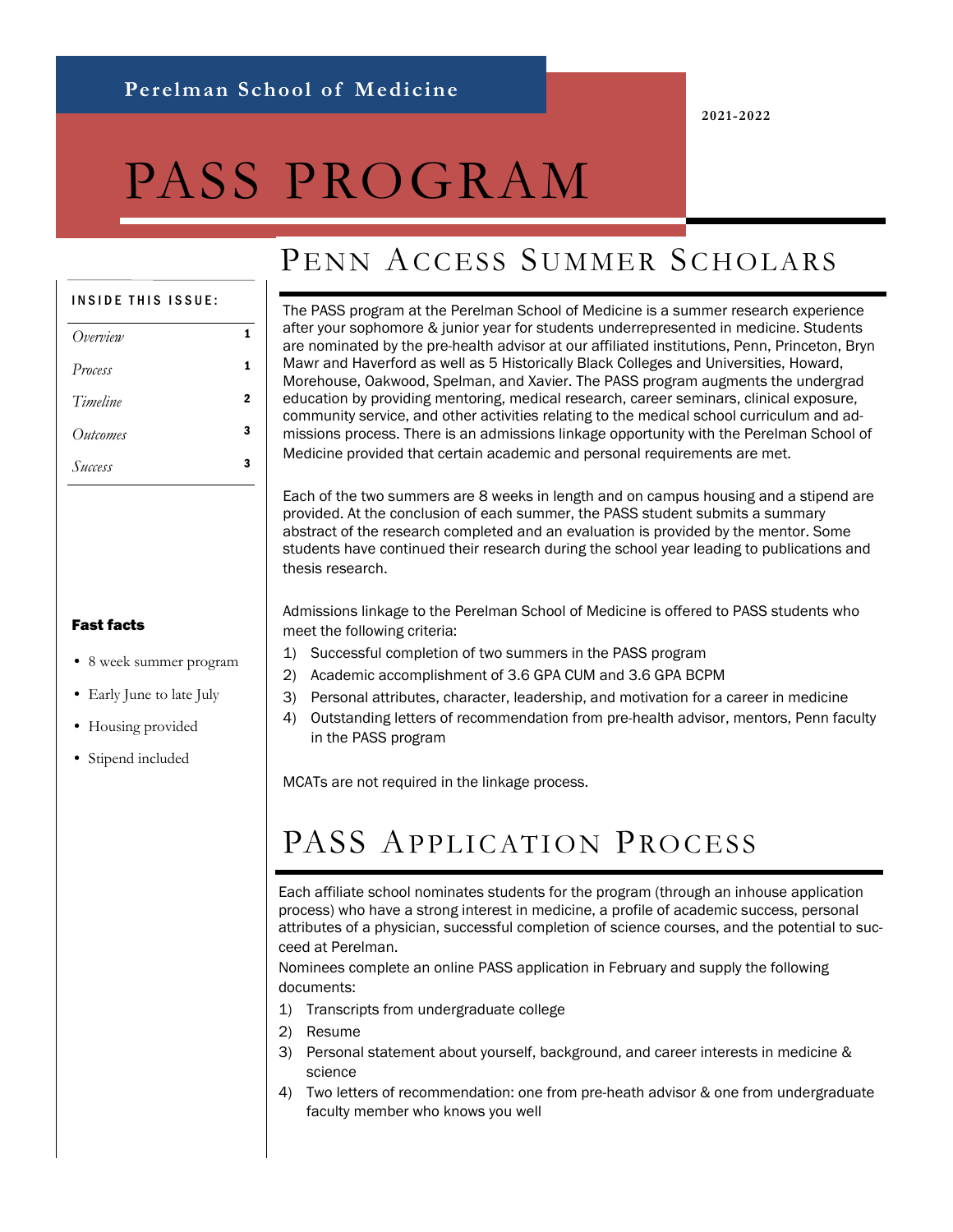Perelman School of Medicine

2021-2022

# PASS PROGRAM

**INSIDE THIS ISSUE:**

| | |
|---|---|
| *Overview* | 1 |
| *Process* | 1 |
| *Timeline* | 2 |
| *Outcomes* | 3 |
| *Success* | 3 |

## Penn Access Summer Scholars

The PASS program at the Perelman School of Medicine is a summer research experience after your sophomore & junior year for students underrepresented in medicine. Students are nominated by the pre-health advisor at our affiliated institutions, Penn, Princeton, Bryn Mawr and Haverford as well as 5 Historically Black Colleges and Universities, Howard, Morehouse, Oakwood, Spelman, and Xavier. The PASS program augments the undergrad education by providing mentoring, medical research, career seminars, clinical exposure, community service, and other activities relating to the medical school curriculum and admissions process. There is an admissions linkage opportunity with the Perelman School of Medicine provided that certain academic and personal requirements are met.

Each of the two summers are 8 weeks in length and on campus housing and a stipend are provided. At the conclusion of each summer, the PASS student submits a summary abstract of the research completed and an evaluation is provided by the mentor. Some students have continued their research during the school year leading to publications and thesis research.

Admissions linkage to the Perelman School of Medicine is offered to PASS students who meet the following criteria:

1) Successful completion of two summers in the PASS program
2) Academic accomplishment of 3.6 GPA CUM and 3.6 GPA BCPM
3) Personal attributes, character, leadership, and motivation for a career in medicine
4) Outstanding letters of recommendation from pre-health advisor, mentors, Penn faculty in the PASS program

MCATs are not required in the linkage process.

**Fast facts**

- 8 week summer program
- Early June to late July
- Housing provided
- Stipend included

## PASS Application Process

Each affiliate school nominates students for the program (through an inhouse application process) who have a strong interest in medicine, a profile of academic success, personal attributes of a physician, successful completion of science courses, and the potential to succeed at Perelman.

Nominees complete an online PASS application in February and supply the following documents:

1) Transcripts from undergraduate college
2) Resume
3) Personal statement about yourself, background, and career interests in medicine & science
4) Two letters of recommendation: one from pre-heath advisor & one from undergraduate faculty member who knows you well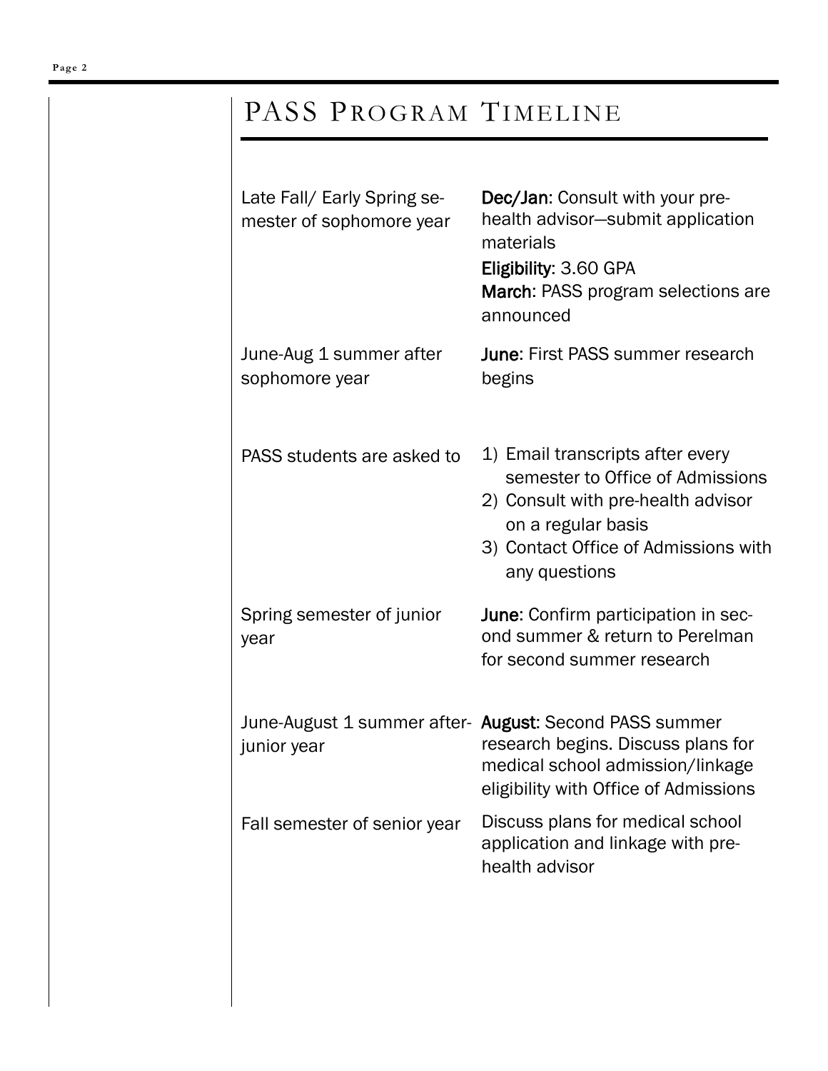# PASS Program Timeline

| | |
|---|---|
| Late Fall/ Early Spring semester of sophomore year | **Dec/Jan**: Consult with your pre-health advisor—submit application materials<br>**Eligibility**: 3.60 GPA<br>**March**: PASS program selections are announced |
| June-Aug 1 summer after sophomore year | **June**: First PASS summer research begins |
| PASS students are asked to | 1) Email transcripts after every semester to Office of Admissions<br>2) Consult with pre-health advisor on a regular basis<br>3) Contact Office of Admissions with any questions |
| Spring semester of junior year | **June**: Confirm participation in second summer & return to Perelman for second summer research |
| June-August 1 summer after junior year | **August**: Second PASS summer research begins. Discuss plans for medical school admission/linkage eligibility with Office of Admissions |
| Fall semester of senior year | Discuss plans for medical school application and linkage with pre-health advisor |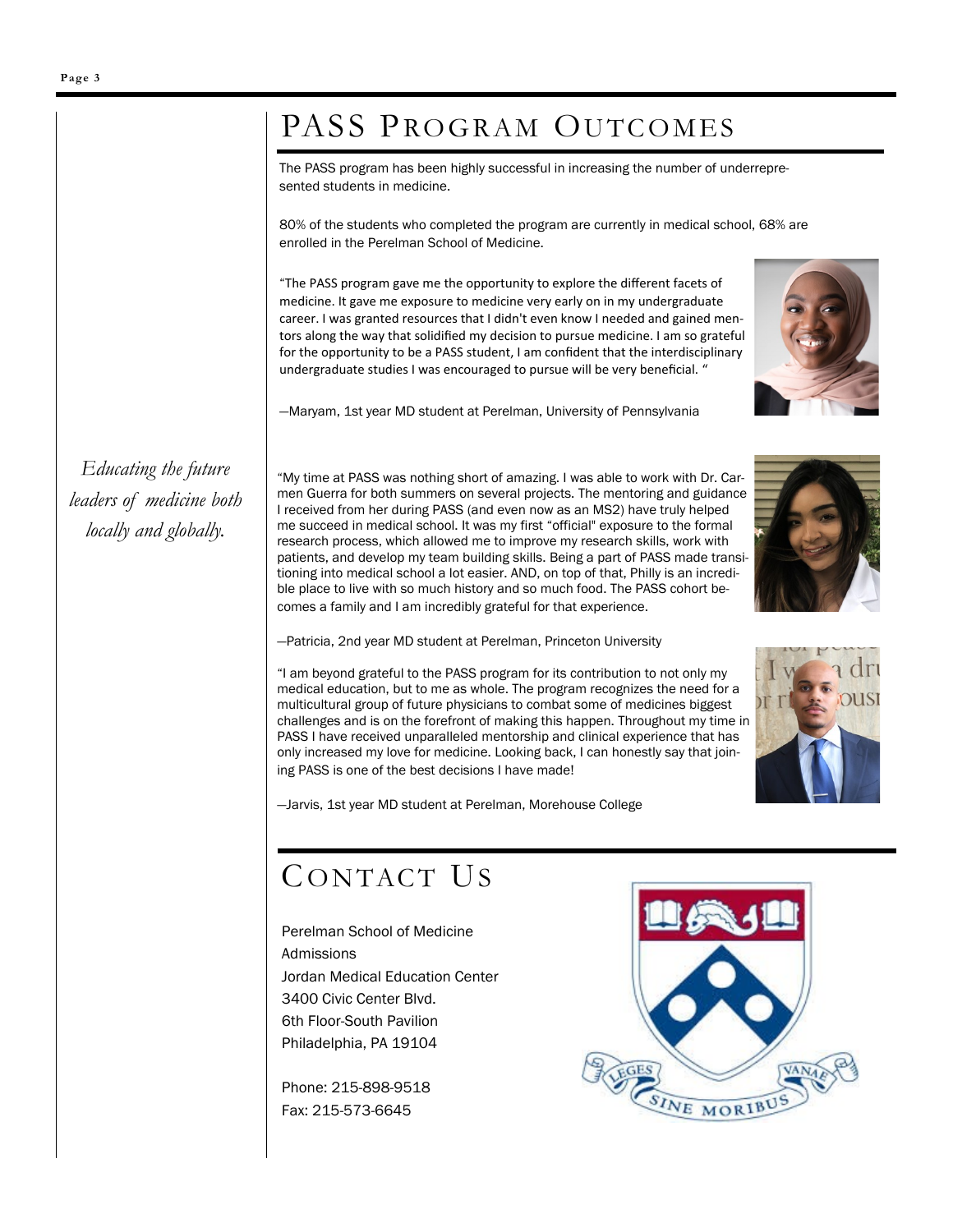# PASS Program Outcomes

The PASS program has been highly successful in increasing the number of underrepresented students in medicine.

80% of the students who completed the program are currently in medical school, 68% are enrolled in the Perelman School of Medicine.

"The PASS program gave me the opportunity to explore the different facets of medicine. It gave me exposure to medicine very early on in my undergraduate career. I was granted resources that I didn't even know I needed and gained mentors along the way that solidified my decision to pursue medicine. I am so grateful for the opportunity to be a PASS student, I am confident that the interdisciplinary undergraduate studies I was encouraged to pursue will be very beneficial. "

—Maryam, 1st year MD student at Perelman, University of Pennsylvania

*Educating the future leaders of medicine both locally and globally.*

"My time at PASS was nothing short of amazing. I was able to work with Dr. Carmen Guerra for both summers on several projects. The mentoring and guidance I received from her during PASS (and even now as an MS2) have truly helped me succeed in medical school. It was my first "official" exposure to the formal research process, which allowed me to improve my research skills, work with patients, and develop my team building skills. Being a part of PASS made transitioning into medical school a lot easier. AND, on top of that, Philly is an incredible place to live with so much history and so much food. The PASS cohort becomes a family and I am incredibly grateful for that experience.

—Patricia, 2nd year MD student at Perelman, Princeton University

"I am beyond grateful to the PASS program for its contribution to not only my medical education, but to me as whole. The program recognizes the need for a multicultural group of future physicians to combat some of medicines biggest challenges and is on the forefront of making this happen. Throughout my time in PASS I have received unparalleled mentorship and clinical experience that has only increased my love for medicine. Looking back, I can honestly say that joining PASS is one of the best decisions I have made!

—Jarvis, 1st year MD student at Perelman, Morehouse College

# Contact Us

Perelman School of Medicine  
Admissions  
Jordan Medical Education Center  
3400 Civic Center Blvd.  
6th Floor-South Pavilion  
Philadelphia, PA 19104

Phone: 215-898-9518  
Fax: 215-573-6645